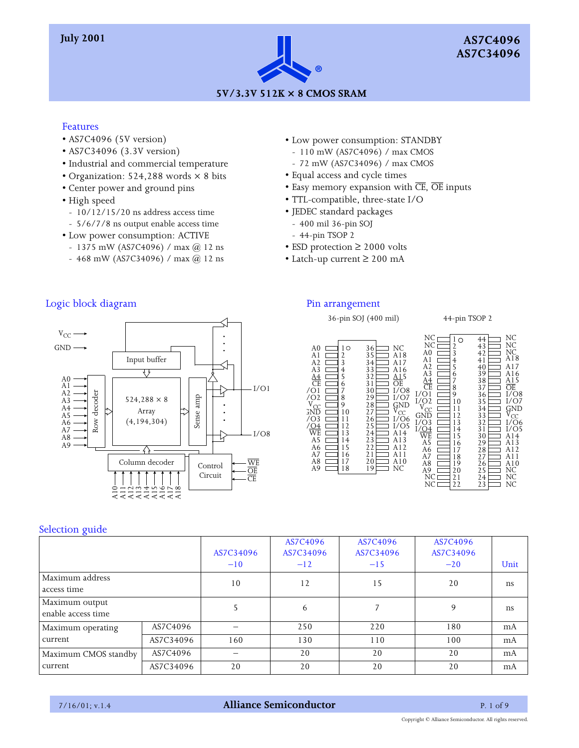# AS7C4096
# AS7C34096

**5V/3.3V 512K × 8 CMOS SRAM**

July 2001

## Features

- AS7C4096 (5V version)
- AS7C34096 (3.3V version)
- Industrial and commercial temperature
- Organization: 524,288 words × 8 bits
- Center power and ground pins
- High speed
  - 10/12/15/20 ns address access time
  - 5/6/7/8 ns output enable access time
- Low power consumption: ACTIVE
  - 1375 mW (AS7C4096) / max @ 12 ns
  - 468 mW (AS7C34096) / max @ 12 ns
- Low power consumption: STANDBY
  - 110 mW (AS7C4096) / max CMOS
  - 72 mW (AS7C34096) / max CMOS
- Equal access and cycle times
- Easy memory expansion with $\overline{CE}$, $\overline{OE}$ inputs
- TTL-compatible, three-state I/O
- JEDEC standard packages
  - 400 mil 36-pin SOJ
  - 44-pin TSOP 2
- ESD protection ≥ 2000 volts
- Latch-up current ≥ 200 mA

## Logic block diagram

$V_{CC}$, GND, A0–A9 → Row decoder → 524,288 × 8 Array (4,194,304) → Sense amp → I/O1 … I/O8; Input buffer; Column decoder (A10–A18); Control Circuit ($\overline{WE}$, $\overline{OE}$, $\overline{CE}$)

## Pin arrangement

36-pin SOJ (400 mil)

| Signal | Pin | Pin | Signal |
|---|---|---|---|
| A0 | 1 | 36 | NC |
| A1 | 2 | 35 | A18 |
| A2 | 3 | 34 | A17 |
| A3 | 4 | 33 | A16 |
| A4 | 5 | 32 | A15 |
| $\overline{CE}$ | 6 | 31 | $\overline{OE}$ |
| I/O1 | 7 | 30 | I/O8 |
| I/O2 | 8 | 29 | I/O7 |
| $V_{CC}$ | 9 | 28 | GND |
| GND | 10 | 27 | $V_{CC}$ |
| I/O3 | 11 | 26 | I/O6 |
| I/O4 | 12 | 25 | I/O5 |
| $\overline{WE}$ | 13 | 24 | A14 |
| A5 | 14 | 23 | A13 |
| A6 | 15 | 22 | A12 |
| A7 | 16 | 21 | A11 |
| A8 | 17 | 20 | A10 |
| A9 | 18 | 19 | NC |

44-pin TSOP 2

| Signal | Pin | Pin | Signal |
|---|---|---|---|
| NC | 1 | 44 | NC |
| NC | 2 | 43 | NC |
| A0 | 3 | 42 | NC |
| A1 | 4 | 41 | A18 |
| A2 | 5 | 40 | A17 |
| A3 | 6 | 39 | A16 |
| A4 | 7 | 38 | A15 |
| $\overline{CE}$ | 8 | 37 | $\overline{OE}$ |
| I/O1 | 9 | 36 | I/O8 |
| I/O2 | 10 | 35 | I/O7 |
| $V_{CC}$ | 11 | 34 | GND |
| GND | 12 | 33 | $V_{CC}$ |
| I/O3 | 13 | 32 | I/O6 |
| I/O4 | 14 | 31 | I/O5 |
| $\overline{WE}$ | 15 | 30 | A14 |
| A5 | 16 | 29 | A13 |
| A6 | 17 | 28 | A12 |
| A7 | 18 | 27 | A11 |
| A8 | 19 | 26 | A10 |
| A9 | 20 | 25 | NC |
| NC | 21 | 24 | NC |
| NC | 22 | 23 | NC |

## Selection guide

| | | AS7C34096 –10 | AS7C4096 AS7C34096 –12 | AS7C4096 AS7C34096 –15 | AS7C4096 AS7C34096 –20 | Unit |
|---|---|---|---|---|---|---|
| Maximum address access time | | 10 | 12 | 15 | 20 | ns |
| Maximum output enable access time | | 5 | 6 | 7 | 9 | ns |
| Maximum operating current | AS7C4096 | – | 250 | 220 | 180 | mA |
| | AS7C34096 | 160 | 130 | 110 | 100 | mA |
| Maximum CMOS standby current | AS7C4096 | – | 20 | 20 | 20 | mA |
| | AS7C34096 | 20 | 20 | 20 | 20 | mA |

Copyright © Alliance Semiconductor. All rights reserved.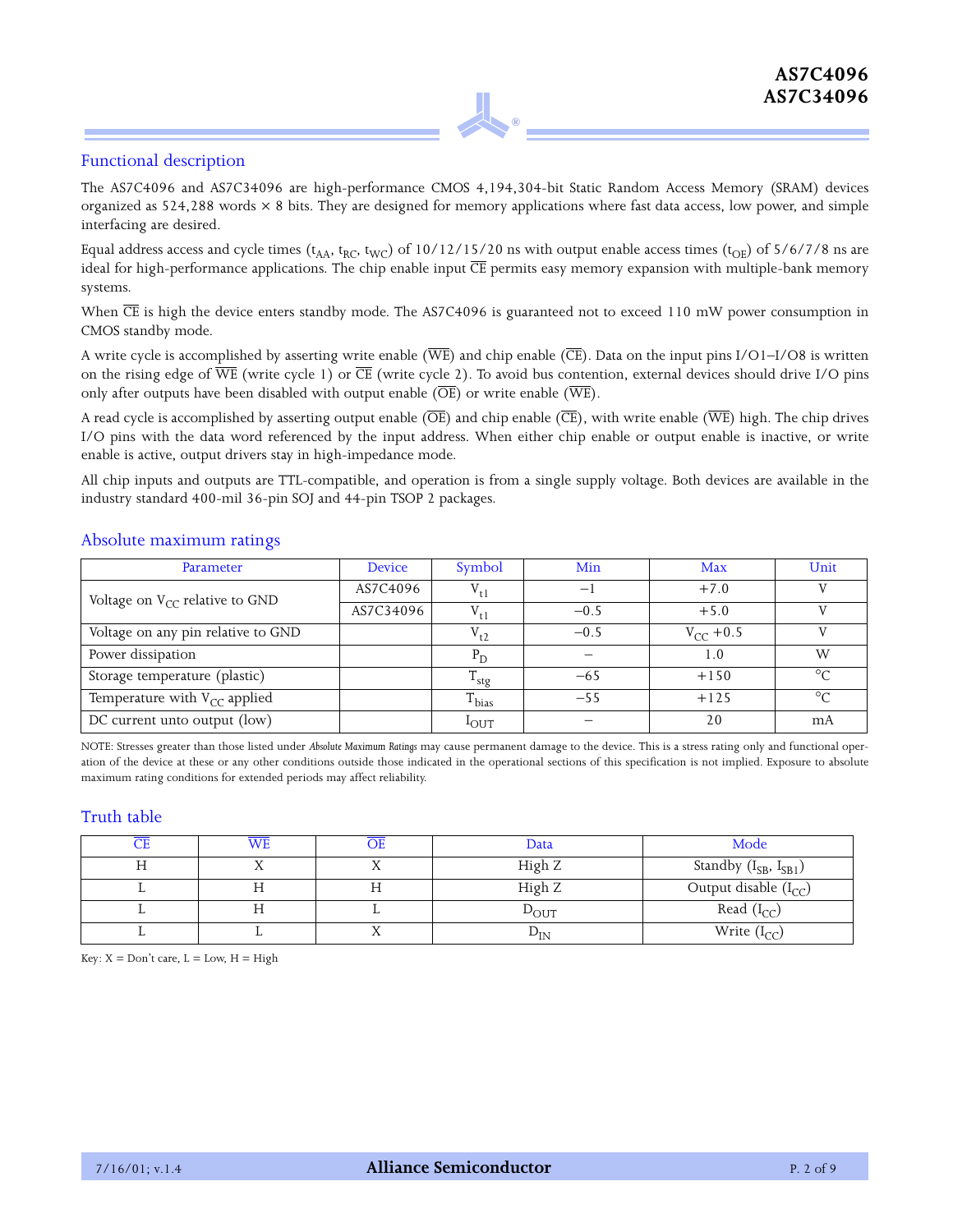## Functional description

The AS7C4096 and AS7C34096 are high-performance CMOS 4,194,304-bit Static Random Access Memory (SRAM) devices organized as 524,288 words × 8 bits. They are designed for memory applications where fast data access, low power, and simple interfacing are desired.

Equal address access and cycle times ($t_{AA}$, $t_{RC}$, $t_{WC}$) of 10/12/15/20 ns with output enable access times ($t_{OE}$) of 5/6/7/8 ns are ideal for high-performance applications. The chip enable input $\overline{CE}$ permits easy memory expansion with multiple-bank memory systems.

When $\overline{CE}$ is high the device enters standby mode. The AS7C4096 is guaranteed not to exceed 110 mW power consumption in CMOS standby mode.

A write cycle is accomplished by asserting write enable ($\overline{WE}$) and chip enable ($\overline{CE}$). Data on the input pins I/O1–I/O8 is written on the rising edge of $\overline{WE}$ (write cycle 1) or $\overline{CE}$ (write cycle 2). To avoid bus contention, external devices should drive I/O pins only after outputs have been disabled with output enable ($\overline{OE}$) or write enable ($\overline{WE}$).

A read cycle is accomplished by asserting output enable ($\overline{OE}$) and chip enable ($\overline{CE}$), with write enable ($\overline{WE}$) high. The chip drives I/O pins with the data word referenced by the input address. When either chip enable or output enable is inactive, or write enable is active, output drivers stay in high-impedance mode.

All chip inputs and outputs are TTL-compatible, and operation is from a single supply voltage. Both devices are available in the industry standard 400-mil 36-pin SOJ and 44-pin TSOP 2 packages.

## Absolute maximum ratings

| Parameter | Device | Symbol | Min | Max | Unit |
|---|---|---|---|---|---|
| Voltage on $V_{CC}$ relative to GND | AS7C4096 | $V_{t1}$ | –1 | +7.0 | V |
| | AS7C34096 | $V_{t1}$ | –0.5 | +5.0 | V |
| Voltage on any pin relative to GND | | $V_{t2}$ | –0.5 | $V_{CC}$ +0.5 | V |
| Power dissipation | | $P_D$ | – | 1.0 | W |
| Storage temperature (plastic) | | $T_{stg}$ | –65 | +150 | °C |
| Temperature with $V_{CC}$ applied | | $T_{bias}$ | –55 | +125 | °C |
| DC current unto output (low) | | $I_{OUT}$ | – | 20 | mA |

NOTE: Stresses greater than those listed under *Absolute Maximum Ratings* may cause permanent damage to the device. This is a stress rating only and functional operation of the device at these or any other conditions outside those indicated in the operational sections of this specification is not implied. Exposure to absolute maximum rating conditions for extended periods may affect reliability.

## Truth table

| $\overline{CE}$ | $\overline{WE}$ | $\overline{OE}$ | Data | Mode |
|---|---|---|---|---|
| H | X | X | High Z | Standby ($I_{SB}$, $I_{SB1}$) |
| L | H | H | High Z | Output disable ($I_{CC}$) |
| L | H | L | $D_{OUT}$ | Read ($I_{CC}$) |
| L | L | X | $D_{IN}$ | Write ($I_{CC}$) |

Key: X = Don't care, L = Low, H = High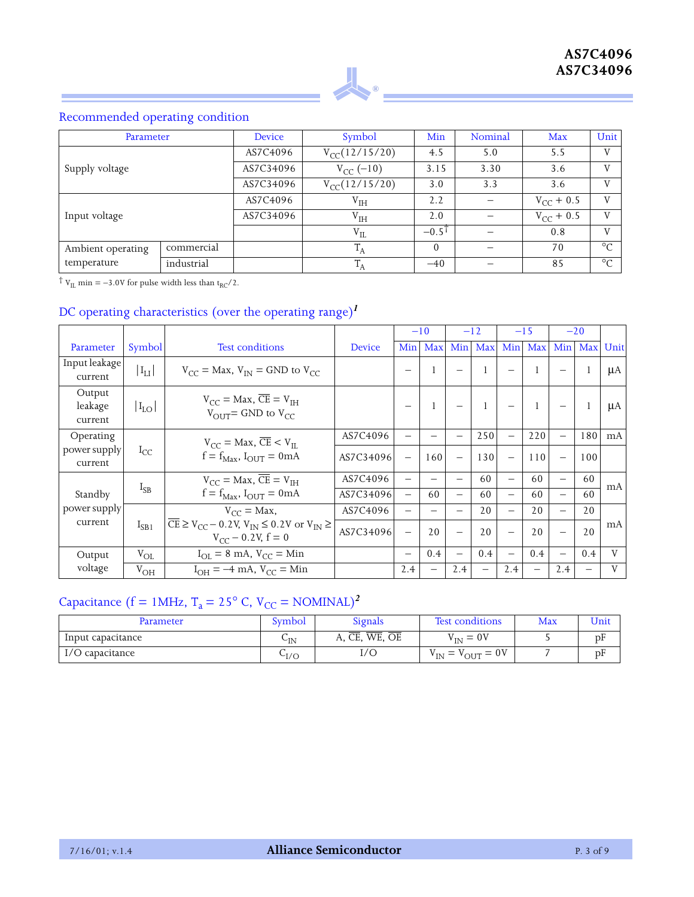## Recommended operating condition

| Parameter | | Device | Symbol | Min | Nominal | Max | Unit |
|---|---|---|---|---|---|---|---|
| Supply voltage | | AS7C4096 | $V_{CC}$(12/15/20) | 4.5 | 5.0 | 5.5 | V |
| | | AS7C34096 | $V_{CC}$ (–10) | 3.15 | 3.30 | 3.6 | V |
| | | AS7C34096 | $V_{CC}$(12/15/20) | 3.0 | 3.3 | 3.6 | V |
| Input voltage | | AS7C4096 | $V_{IH}$ | 2.2 | – | $V_{CC}$ + 0.5 | V |
| | | AS7C34096 | $V_{IH}$ | 2.0 | – | $V_{CC}$ + 0.5 | V |
| | | | $V_{IL}$ | –0.5† | – | 0.8 | V |
| Ambient operating temperature | commercial | | $T_A$ | 0 | – | 70 | °C |
| | industrial | | $T_A$ | –40 | – | 85 | °C |

† $V_{IL}$ min = –3.0V for pulse width less than $t_{RC}/2$.

## DC operating characteristics (over the operating range)[1]

| Parameter | Symbol | Test conditions | Device | –10 Min | –10 Max | –12 Min | –12 Max | –15 Min | –15 Max | –20 Min | –20 Max | Unit |
|---|---|---|---|---|---|---|---|---|---|---|---|---|
| Input leakage current | $\lvert I_{LI} \rvert$ | $V_{CC}$ = Max, $V_{IN}$ = GND to $V_{CC}$ | | – | 1 | – | 1 | – | 1 | – | 1 | µA |
| Output leakage current | $\lvert I_{LO} \rvert$ | $V_{CC}$ = Max, $\overline{CE}$ = $V_{IH}$ $V_{OUT}$= GND to $V_{CC}$ | | – | 1 | – | 1 | – | 1 | – | 1 | µA |
| Operating power supply current | $I_{CC}$ | $V_{CC}$ = Max, $\overline{CE}$ < $V_{IL}$ f = $f_{Max}$, $I_{OUT}$ = 0mA | AS7C4096 | – | – | – | 250 | – | 220 | – | 180 | mA |
| | | | AS7C34096 | – | 160 | – | 130 | – | 110 | – | 100 | |
| Standby power supply current | $I_{SB}$ | $V_{CC}$ = Max, $\overline{CE}$ = $V_{IH}$ f = $f_{Max}$, $I_{OUT}$ = 0mA | AS7C4096 | – | – | – | 60 | – | 60 | – | 60 | mA |
| | | | AS7C34096 | – | 60 | – | 60 | – | 60 | – | 60 | |
| | $I_{SB1}$ | $V_{CC}$ = Max, $\overline{CE}$ ≥ $V_{CC}$ – 0.2V, $V_{IN}$ ≤ 0.2V or $V_{IN}$ ≥ $V_{CC}$ – 0.2V, f = 0 | AS7C4096 | – | – | – | 20 | – | 20 | – | 20 | mA |
| | | | AS7C34096 | – | 20 | – | 20 | – | 20 | – | 20 | |
| Output voltage | $V_{OL}$ | $I_{OL}$ = 8 mA, $V_{CC}$ = Min | | – | 0.4 | – | 0.4 | – | 0.4 | – | 0.4 | V |
| | $V_{OH}$ | $I_{OH}$ = –4 mA, $V_{CC}$ = Min | | 2.4 | – | 2.4 | – | 2.4 | – | 2.4 | – | V |

## Capacitance (f = 1MHz, $T_a$ = 25° C, $V_{CC}$ = NOMINAL)[2]

| Parameter | Symbol | Signals | Test conditions | Max | Unit |
|---|---|---|---|---|---|
| Input capacitance | $C_{IN}$ | A, $\overline{CE}$, $\overline{WE}$, $\overline{OE}$ | $V_{IN}$ = 0V | 5 | pF |
| I/O capacitance | $C_{I/O}$ | I/O | $V_{IN}$ = $V_{OUT}$ = 0V | 7 | pF |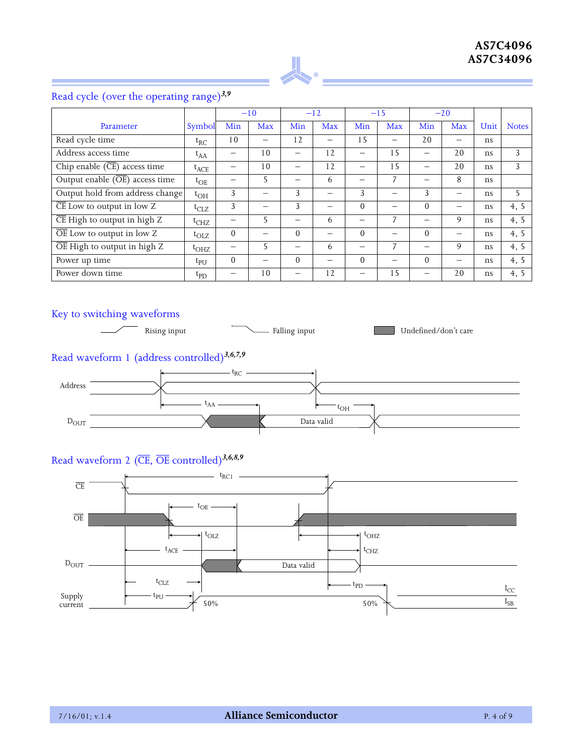## Read cycle (over the operating range)[3,9]

| Parameter | Symbol | –10 | | –12 | | –15 | | –20 | | Unit | Notes |
|---|---|---|---|---|---|---|---|---|---|---|---|
| | | Min | Max | Min | Max | Min | Max | Min | Max | | |
| Read cycle time | $t_{RC}$ | 10 | – | 12 | – | 15 | – | 20 | – | ns | |
| Address access time | $t_{AA}$ | – | 10 | – | 12 | – | 15 | – | 20 | ns | 3 |
| Chip enable ($\overline{CE}$) access time | $t_{ACE}$ | – | 10 | – | 12 | – | 15 | – | 20 | ns | 3 |
| Output enable ($\overline{OE}$) access time | $t_{OE}$ | – | 5 | – | 6 | – | 7 | – | 8 | ns | |
| Output hold from address change | $t_{OH}$ | 3 | – | 3 | – | 3 | – | 3 | – | ns | 5 |
| $\overline{CE}$ Low to output in low Z | $t_{CLZ}$ | 3 | – | 3 | – | 0 | – | 0 | – | ns | 4, 5 |
| $\overline{CE}$ High to output in high Z | $t_{CHZ}$ | – | 5 | – | 6 | – | 7 | – | 9 | ns | 4, 5 |
| $\overline{OE}$ Low to output in low Z | $t_{OLZ}$ | 0 | – | 0 | – | 0 | – | 0 | – | ns | 4, 5 |
| $\overline{OE}$ High to output in high Z | $t_{OHZ}$ | – | 5 | – | 6 | – | 7 | – | 9 | ns | 4, 5 |
| Power up time | $t_{PU}$ | 0 | – | 0 | – | 0 | – | 0 | – | ns | 4, 5 |
| Power down time | $t_{PD}$ | – | 10 | – | 12 | – | 15 | – | 20 | ns | 4, 5 |

## Key to switching waveforms

Rising input — Falling input — Undefined/don't care

## Read waveform 1 (address controlled)[3,6,7,9]

Address; $D_{OUT}$; $t_{RC}$; $t_{AA}$; $t_{OH}$; Data valid

## Read waveform 2 ($\overline{CE}$, $\overline{OE}$ controlled)[3,6,8,9]

$\overline{CE}$; $\overline{OE}$; $D_{OUT}$; Supply current; $t_{RC1}$; $t_{OE}$; $t_{OLZ}$; $t_{OHZ}$; $t_{ACE}$; $t_{CHZ}$; Data valid; $t_{CLZ}$; $t_{PD}$; $t_{PU}$; 50%; 50%; $I_{CC}$; $I_{SB}$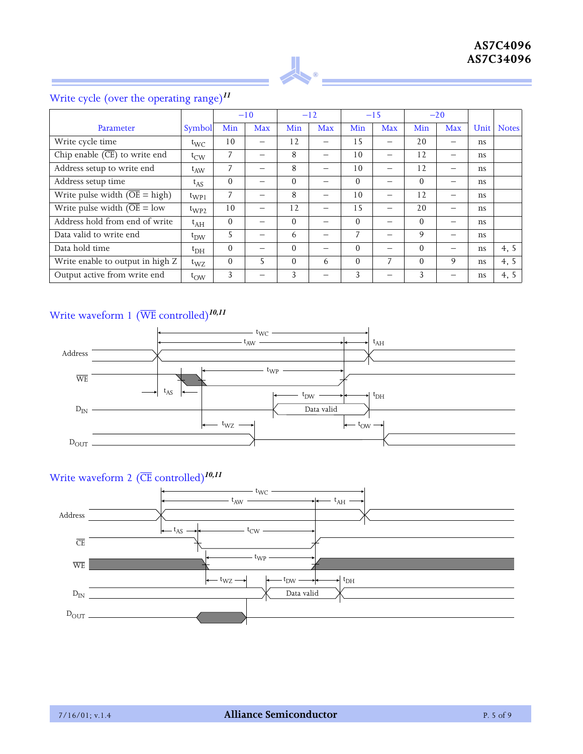## Write cycle (over the operating range)[11]

| Parameter | Symbol | –10 | | –12 | | –15 | | –20 | | Unit | Notes |
|---|---|---|---|---|---|---|---|---|---|---|---|
| | | Min | Max | Min | Max | Min | Max | Min | Max | | |
| Write cycle time | $t_{WC}$ | 10 | – | 12 | – | 15 | – | 20 | – | ns | |
| Chip enable (CE) to write end | $t_{CW}$ | 7 | – | 8 | – | 10 | – | 12 | – | ns | |
| Address setup to write end | $t_{AW}$ | 7 | – | 8 | – | 10 | – | 12 | – | ns | |
| Address setup time | $t_{AS}$ | 0 | – | 0 | – | 0 | – | 0 | – | ns | |
| Write pulse width (OE = high) | $t_{WP1}$ | 7 | – | 8 | – | 10 | – | 12 | – | ns | |
| Write pulse width (OE = low | $t_{WP2}$ | 10 | – | 12 | – | 15 | – | 20 | – | ns | |
| Address hold from end of write | $t_{AH}$ | 0 | – | 0 | – | 0 | – | 0 | – | ns | |
| Data valid to write end | $t_{DW}$ | 5 | – | 6 | – | 7 | – | 9 | – | ns | |
| Data hold time | $t_{DH}$ | 0 | – | 0 | – | 0 | – | 0 | – | ns | 4, 5 |
| Write enable to output in high Z | $t_{WZ}$ | 0 | 5 | 0 | 6 | 0 | 7 | 0 | 9 | ns | 4, 5 |
| Output active from write end | $t_{OW}$ | 3 | – | 3 | – | 3 | – | 3 | – | ns | 4, 5 |

## Write waveform 1 (WE controlled)[10,11]

## Write waveform 2 (CE controlled)[10,11]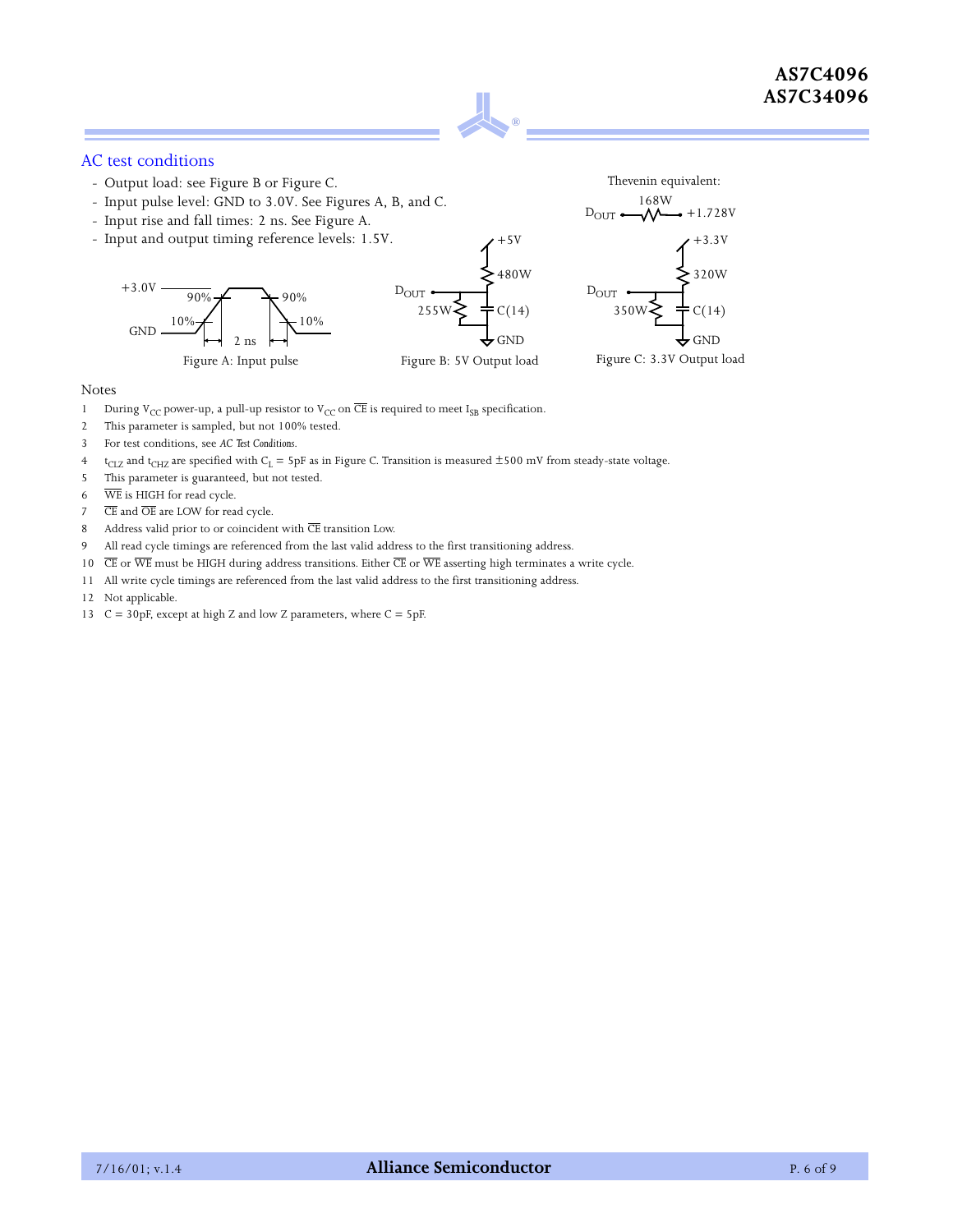## AC test conditions

- Output load: see Figure B or Figure C.
- Input pulse level: GND to 3.0V. See Figures A, B, and C.
- Input rise and fall times: 2 ns. See Figure A.
- Input and output timing reference levels: 1.5V.

Thevenin equivalent:

$D_{OUT}$ — 168W — +1.728V

Figure A: Input pulse

Figure B: 5V Output load

Figure C: 3.3V Output load

### Notes

1. During $V_{CC}$ power-up, a pull-up resistor to $V_{CC}$ on $\overline{CE}$ is required to meet $I_{SB}$ specification.
2. This parameter is sampled, but not 100% tested.
3. For test conditions, see *AC Test Conditions*.
4. $t_{CLZ}$ and $t_{CHZ}$ are specified with $C_L$ = 5pF as in Figure C. Transition is measured ±500 mV from steady-state voltage.
5. This parameter is guaranteed, but not tested.
6. $\overline{WE}$ is HIGH for read cycle.
7. $\overline{CE}$ and $\overline{OE}$ are LOW for read cycle.
8. Address valid prior to or coincident with $\overline{CE}$ transition Low.
9. All read cycle timings are referenced from the last valid address to the first transitioning address.
10. $\overline{CE}$ or $\overline{WE}$ must be HIGH during address transitions. Either $\overline{CE}$ or $\overline{WE}$ asserting high terminates a write cycle.
11. All write cycle timings are referenced from the last valid address to the first transitioning address.
12. Not applicable.
13. C = 30pF, except at high Z and low Z parameters, where C = 5pF.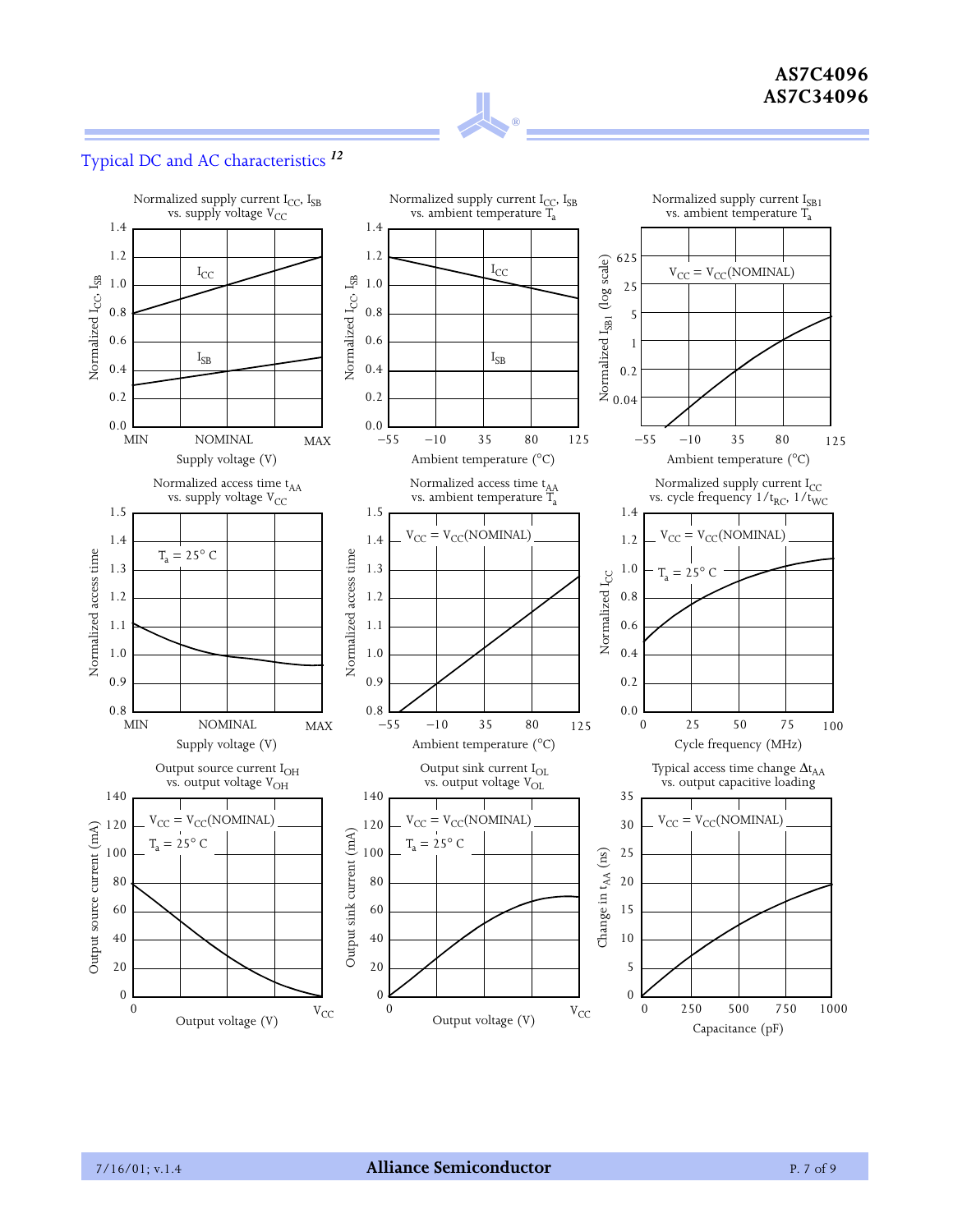## Typical DC and AC characteristics [12]

Normalized supply current $I_{CC}$, $I_{SB}$ vs. supply voltage $V_{CC}$

Normalized supply current $I_{CC}$, $I_{SB}$ vs. ambient temperature $T_a$

Normalized supply current $I_{SB1}$ vs. ambient temperature $T_a$

Normalized access time $t_{AA}$ vs. supply voltage $V_{CC}$

Normalized access time $t_{AA}$ vs. ambient temperature $T_a$

Normalized supply current $I_{CC}$ vs. cycle frequency $1/t_{RC}$, $1/t_{WC}$

Output source current $I_{OH}$ vs. output voltage $V_{OH}$

Output sink current $I_{OL}$ vs. output voltage $V_{OL}$

Typical access time change $\Delta t_{AA}$ vs. output capacitive loading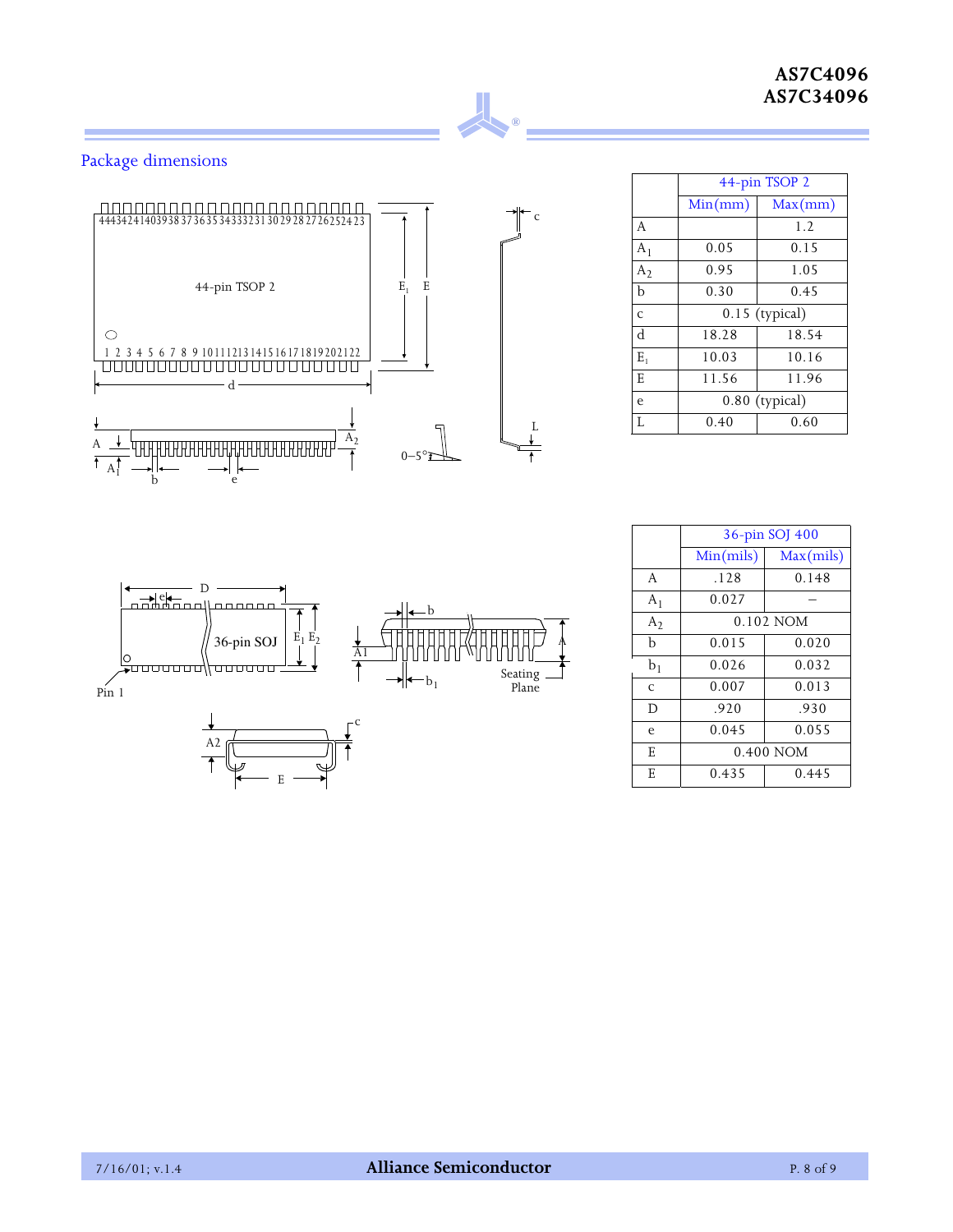## Package dimensions

| | 44-pin TSOP 2 | |
|---|---|---|
| | Min(mm) | Max(mm) |
| A | | 1.2 |
| $A_1$ | 0.05 | 0.15 |
| $A_2$ | 0.95 | 1.05 |
| b | 0.30 | 0.45 |
| c | 0.15 (typical) | |
| d | 18.28 | 18.54 |
| $E_1$ | 10.03 | 10.16 |
| E | 11.56 | 11.96 |
| e | 0.80 (typical) | |
| L | 0.40 | 0.60 |

| | 36-pin SOJ 400 | |
|---|---|---|
| | Min(mils) | Max(mils) |
| A | .128 | 0.148 |
| $A_1$ | 0.027 | – |
| $A_2$ | 0.102 NOM | |
| b | 0.015 | 0.020 |
| $b_1$ | 0.026 | 0.032 |
| c | 0.007 | 0.013 |
| D | .920 | .930 |
| e | 0.045 | 0.055 |
| E | 0.400 NOM | |
| E | 0.435 | 0.445 |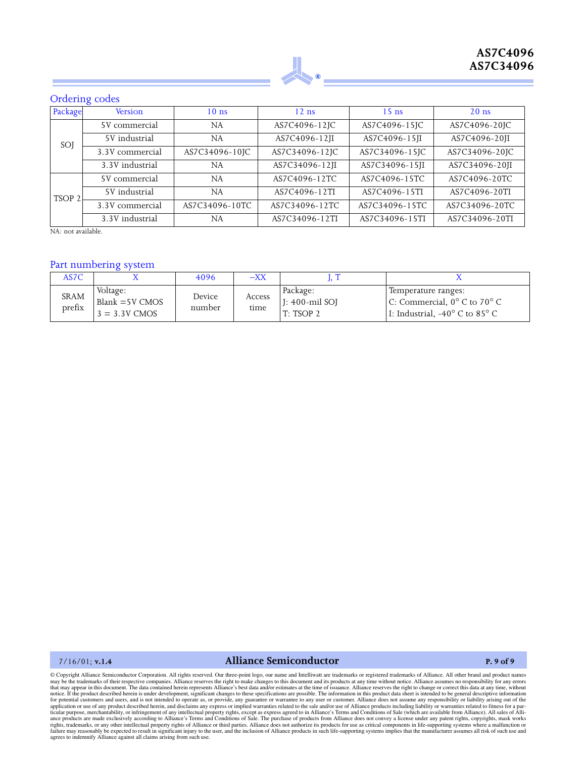## Ordering codes

| Package | Version | 10 ns | 12 ns | 15 ns | 20 ns |
|---|---|---|---|---|---|
| SOJ | 5V commercial | NA | AS7C4096-12JC | AS7C4096-15JC | AS7C4096-20JC |
| | 5V industrial | NA | AS7C4096-12JI | AS7C4096-15JI | AS7C4096-20JI |
| | 3.3V commercial | AS7C34096-10JC | AS7C34096-12JC | AS7C34096-15JC | AS7C34096-20JC |
| | 3.3V industrial | NA | AS7C34096-12JI | AS7C34096-15JI | AS7C34096-20JI |
| TSOP 2 | 5V commercial | NA | AS7C4096-12TC | AS7C4096-15TC | AS7C4096-20TC |
| | 5V industrial | NA | AS7C4096-12TI | AS7C4096-15TI | AS7C4096-20TI |
| | 3.3V commercial | AS7C34096-10TC | AS7C34096-12TC | AS7C34096-15TC | AS7C34096-20TC |
| | 3.3V industrial | NA | AS7C34096-12TI | AS7C34096-15TI | AS7C34096-20TI |

NA: not available.

## Part numbering system

| AS7C | X | 4096 | –XX | J, T | X |
|---|---|---|---|---|---|
| SRAM prefix | Voltage:<br>Blank =5V CMOS<br>3 = 3.3V CMOS | Device number | Access time | Package:<br>J: 400-mil SOJ<br>T: TSOP 2 | Temperature ranges:<br>C: Commercial, 0° C to 70° C<br>I: Industrial, -40° C to 85° C |

© Copyright Alliance Semiconductor Corporation. All rights reserved. Our three-point logo, our name and Intelliwatt are trademarks or registered trademarks of Alliance. All other brand and product names may be the trademarks of their respective companies. Alliance reserves the right to make changes to this document and its products at any time without notice. Alliance assumes no responsibility for any errors that may appear in this document. The data contained herein represents Alliance's best data and/or estimates at the time of issuance. Alliance reserves the right to change or correct this data at any time, without notice. If the product described herein is under development, significant changes to these specifications are possible. The information in this product data sheet is intended to be general descriptive information for potential customers and users, and is not intended to operate as, or provide, any guarantee or warrantee to any user or customer. Alliance does not assume any responsibility or liability arising out of the application or use of any product described herein, and disclaims any express or implied warranties related to the sale and/or use of Alliance products including liability or warranties related to fitness for a particular purpose, merchantability, or infringement of any intellectual property rights, except as express agreed to in Alliance's Terms and Conditions of Sale (which are available from Alliance). All sales of Alliance products are made exclusively according to Alliance's Terms and Conditions of Sale. The purchase of products from Alliance does not convey a license under any patent rights, copyrights, mask works rights, trademarks, or any other intellectual property rights of Alliance or third parties. Alliance does not authorize its products for use as critical components in life-supporting systems where a malfunction or failure may reasonably be expected to result in significant injury to the user, and the inclusion of Alliance products in such life-supporting systems implies that the manufacturer assumes all risk of such use and agrees to indemnify Alliance against all claims arising from such use.